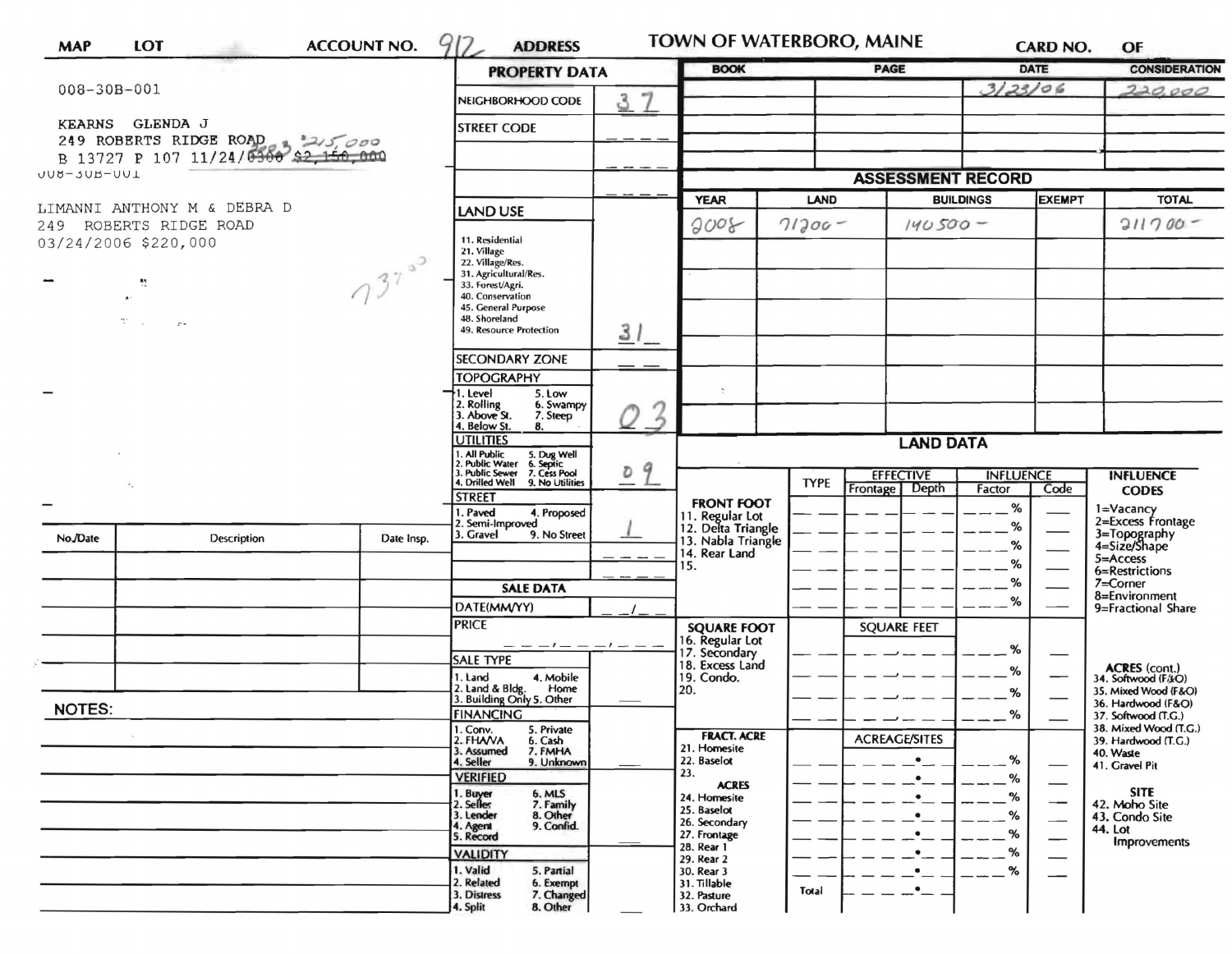| MAP | LOT | ACCOUNT NO. 912 | ADDRESS | TOWN OF WATERBORO, MAINE | CARD NO. | OF |
|---|---|---|---|---|---|---|

008-30B-001

KEARNS GLENDA J
249 ROBERTS RIDGE ROAD
B 13727 P 107 11/24/~~0300~~ 2003 ~~$2,150,000~~ $215,000

008-30B-001

LIMANNI ANTHONY M & DEBRA D
249 ROBERTS RIDGE ROAD
03/24/2006 $220,000

7370

## PROPERTY DATA

| Field | Value |
|---|---|
| NEIGHBORHOOD CODE | 37 |
| STREET CODE | _ _ _ _ |
| LAND USE (11. Residential, 21. Village, 22. Village/Res., 31. Agricultural/Res., 33. Forest/Agri., 40. Conservation, 45. General Purpose, 48. Shoreland, 49. Resource Protection) | 31 |
| SECONDARY ZONE | _ _ |
| TOPOGRAPHY (1. Level, 2. Rolling, 3. Above St., 4. Below St., 5. Low, 6. Swampy, 7. Steep, 8.) | 03 |
| UTILITIES (1. All Public, 2. Public Water, 3. Public Sewer, 4. Drilled Well, 5. Dug Well, 6. Septic, 7. Cess Pool, 9. No Utilities) | 09 |
| STREET (1. Paved, 2. Semi-Improved, 3. Gravel, 4. Proposed, 9. No Street) | 1 |

## SALE DATA

| Field | Value |
|---|---|
| DATE(MM/YY) | _ _/_ _ |
| PRICE | _ _ _,_ _ _,_ _ _ |
| SALE TYPE (1. Land, 2. Land & Bldg., 3. Building Only, 4. Mobile Home, 5. Other) | |
| FINANCING (1. Conv., 2. FHA/VA, 3. Assumed, 4. Seller, 5. Private, 6. Cash, 7. FMHA, 9. Unknown) | |
| VERIFIED (1. Buyer, 2. Seller, 3. Lender, 4. Agent, 5. Record, 6. MLS, 7. Family, 8. Other, 9. Confid.) | |
| VALIDITY (1. Valid, 2. Related, 3. Distress, 4. Split, 5. Partial, 6. Exempt, 7. Changed, 8. Other) | |

| BOOK | PAGE | DATE | CONSIDERATION |
|---|---|---|---|
| | | 3/23/06 | 220,000 |

## ASSESSMENT RECORD

| YEAR | LAND | BUILDINGS | EXEMPT | TOTAL |
|---|---|---|---|---|
| 2008 | 71200- | 140500- | | 211700- |

| No./Date | Description | Date Insp. |
|---|---|---|
| | | |

NOTES:

## LAND DATA

| | TYPE | EFFECTIVE Frontage | EFFECTIVE Depth | INFLUENCE Factor | INFLUENCE Code |
|---|---|---|---|---|---|
| FRONT FOOT: 11. Regular Lot, 12. Delta Triangle, 13. Nabla Triangle, 14. Rear Land, 15. | | | | % | |
| SQUARE FOOT: 16. Regular Lot, 17. Secondary, 18. Excess Land, 19. Condo., 20. | | SQUARE FEET | | % | |
| FRACT. ACRE: 21. Homesite, 22. Baselot, 23. ACRES: 24. Homesite, 25. Baselot, 26. Secondary, 27. Frontage, 28. Rear 1, 29. Rear 2, 30. Rear 3, 31. Tillable, 32. Pasture, 33. Orchard | Total | ACREAGE/SITES | | % | |

INFLUENCE CODES
1=Vacancy
2=Excess Frontage
3=Topography
4=Size/Shape
5=Access
6=Restrictions
7=Corner
8=Environment
9=Fractional Share

ACRES (cont.)
34. Softwood (F&O)
35. Mixed Wood (F&O)
36. Hardwood (F&O)
37. Softwood (T.G.)
38. Mixed Wood (T.G.)
39. Hardwood (T.G.)
40. Waste
41. Gravel Pit

SITE
42. Moho Site
43. Condo Site
44. Lot Improvements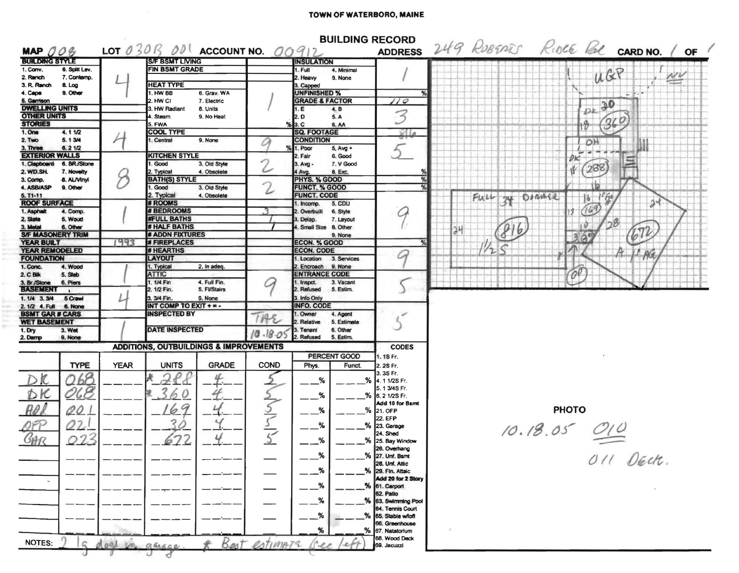**TOWN OF WATERBORO, MAINE**

# BUILDING RECORD

**MAP** 008 **LOT** 030B 001 **ACCOUNT NO.** 00912 **ADDRESS** 249 Roberts Ridge Rd **CARD NO.** 1 **OF** 1

| Field | Options | Value |
|---|---|---|
| BUILDING STYLE | 1. Conv. 2. Ranch 3. R. Ranch 4. Cape 5. Garrison 6. Split Lev. 7. Contemp. 8. Log 9. Other | 4 |
| DWELLING UNITS | | |
| OTHER UNITS | | |
| STORIES | 1. One 2. Two 3. Three 4. 1 1/2 5. 1 3/4 6. 2 1/2 | 4 |
| EXTERIOR WALLS | 1. Clapboard 2. WD.SH. 3. Comp. 4. ASB/ASP 5. T1-11 6. BR./Stone 7. Novelty 8. AL/Vinyl 9. Other | 8 |
| ROOF SURFACE | 1. Asphalt 2. Slate 3. Metal 4. Comp. 5. Wood 6. Other | 1 |
| S/F MASONERY TRIM | | |
| YEAR BUILT | | 1993 |
| YEAR REMODELED | | |
| FOUNDATION | 1. Conc. 2. C Blk 3. Br./Stone 4. Wood 5. Slab 6. Piers | 1 |
| BASEMENT | 1. 1/4 2. 1/2 3. 3/4 4. Full 5 Crawl 6. None | 4 |
| BSMT GAR # CARS | | |
| WET BASEMENT | 1. Dry 2. Damp 3. Wet 9. None | 1 |

| Field | Options | Value |
|---|---|---|
| S/F BSMT LIVING | | |
| FIN BSMT GRADE | | |
| HEAT TYPE | 1. HW BB 2. HW CI 3. HW Radiant 4. Steam 5. FWA 6. Grav. WA 7. Electric 8. Units 9. No Heat | 1 |
| COOL TYPE | 1. Central 9. None | 9 |
| KITCHEN STYLE | 1. Good 2. Typical 3. Old Style 4. Obsolete | 2 |
| BATH(S) STYLE | 1. Good 2. Typical 3. Old Style 4. Obsolete | 2 |
| # ROOMS | | |
| # BEDROOMS | | 3 |
| #FULL BATHS | | 1 |
| # HALF BATHS | | 1 |
| # ADDN FIXTURES | | |
| # FIREPLACES | | |
| # HEARTHS | | |
| LAYOUT | 1. Typical 2. In adeq. | |
| ATTIC | 1. 1/4 Fin 2. 1/2 Fin. 3. 3/4 Fin. 4. Full Fin. 5. Fl/Stairs 9. None | 9 |
| INT COMP TO EXIT + = - | | |
| INSPECTED BY | | TAE |
| DATE INSPECTED | | 10.18.05 |

| Field | Options | Value |
|---|---|---|
| INSULATION | 1. Full 2. Heavy 3. Capped 4. Minimal 9. None | 1 |
| UNFINISHED % | | |
| GRADE & FACTOR | 1. E 2. D 3. C 4. B 5. A 6. AA | 3 (110) |
| SQ. FOOTAGE | | 816 |
| CONDITION | 1. Poor 2. Fair 3. Avg - 4. Avg. 5. Avg + 6. Good 7. V Good 8. Exc. | 5 |
| PHYS. % GOOD | | |
| FUNCT. % GOOD | | |
| FUNCT. CODE | 1. Incomp. 2. Overbuilt 3. Delap. 4. Small Size 5. CDU 6. Style 7. Layout 8. Other 9. None | 9 |
| ECON. % GOOD | | |
| ECON. CODE | 1. Location 2. Encroach 3. Services 9. None | 9 |
| ENTRANCE CODE | 1. Inspct. 2. Refused 3. Info Only 3. Vacant 5. Estim. | 5 |
| INFO. CODE | 1. Owner 2. Relative 3. Tenant 2. Refused 4. Agent 5. Estimate 6. Other 5. Estim. | 5 |

Sketch: UGP; NV; DK 20 x 18 (360); OH; DK 18 (288); 16; Full 34 Dormer 24 (816) 1½S; 16 1st Fin (169) 13; 10 30; 8; OP; 24 28 (672) A 1st AG

## ADDITIONS, OUTBUILDINGS & IMPROVEMENTS

| | TYPE | YEAR | UNITS | GRADE | COND | Phys. % | Funct. % |
|---|---|---|---|---|---|---|---|
| DK | 068 | | *288 | 4 | 5 | | |
| DK | 068 | | *360 | 4 | 5 | | |
| Add | 001 | | 169 | 4 | 5 | | |
| OFP | 021 | | 30 | 4 | 5 | | |
| GAR | 023 | | 672 | 4 | 5 | | |

**CODES**
1. 1S Fr.
2. 2S Fr.
3. 3S Fr.
4. 1 1/2S Fr.
5. 1 3/4S Fr.
6. 2 1/2S Fr.
Add 10 for Bsmt
21. OFP
22. EFP
23. Garage
24. Shed
25. Bay Window
26. Overhang
27. Unf. Bsmt
28. Unf. Attic
29. Fin. Attaic
Add 20 for 2 Story
61. Carport
62. Patio
63. Swimming Pool
64. Tennis Court
65. Stable w/loft
66. Greenhouse
67. Natatorium
68. Wood Deck
69. Jacuzzi

**PHOTO** 10.18.05 010
011 Deck.

NOTES: 2 lg dogs in garage. * Best estimate (see left)